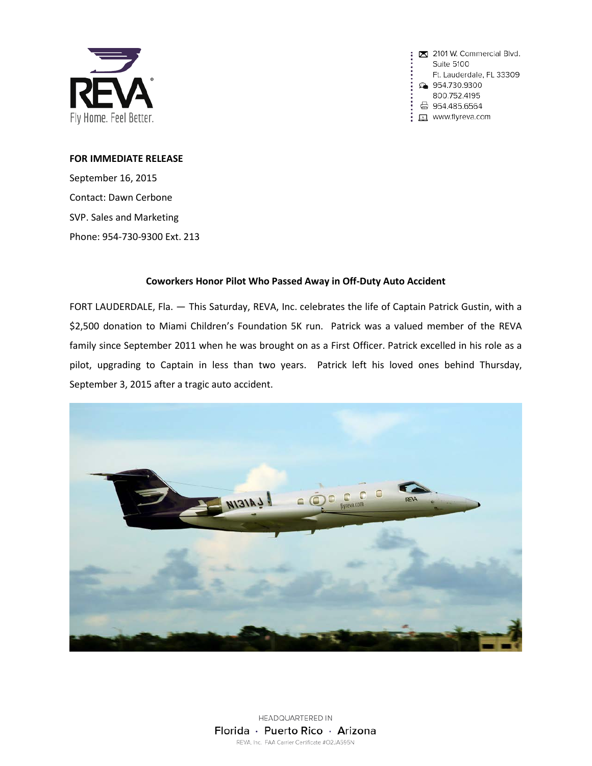REVA®

Fly Home. Feel Better.

2101 W. Commercial Blvd.
Suite 5100
Ft. Lauderdale, FL 33309
954.730.9300
800.752.4195
954.485.6564
www.flyreva.com

**FOR IMMEDIATE RELEASE**

September 16, 2015

Contact: Dawn Cerbone

SVP. Sales and Marketing

Phone: 954-730-9300 Ext. 213

**Coworkers Honor Pilot Who Passed Away in Off-Duty Auto Accident**

FORT LAUDERDALE, Fla. — This Saturday, REVA, Inc. celebrates the life of Captain Patrick Gustin, with a $2,500 donation to Miami Children's Foundation 5K run. Patrick was a valued member of the REVA family since September 2011 when he was brought on as a First Officer. Patrick excelled in his role as a pilot, upgrading to Captain in less than two years. Patrick left his loved ones behind Thursday, September 3, 2015 after a tragic auto accident.

HEADQUARTERED IN
Florida · Puerto Rico · Arizona
REVA, Inc. FAA Carrier Certificate #O2JA595N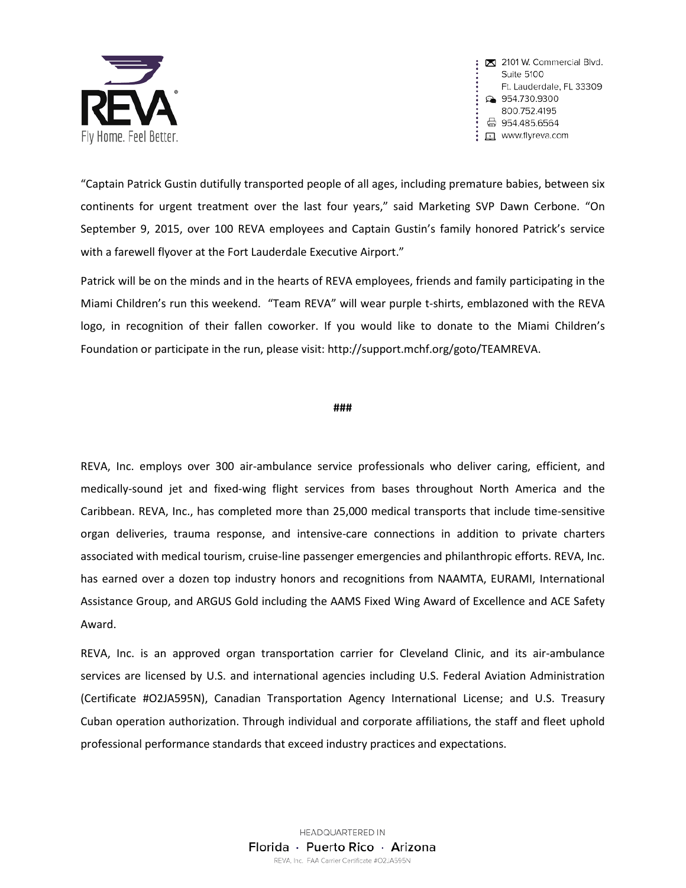"Captain Patrick Gustin dutifully transported people of all ages, including premature babies, between six continents for urgent treatment over the last four years," said Marketing SVP Dawn Cerbone. "On September 9, 2015, over 100 REVA employees and Captain Gustin's family honored Patrick's service with a farewell flyover at the Fort Lauderdale Executive Airport."

Patrick will be on the minds and in the hearts of REVA employees, friends and family participating in the Miami Children's run this weekend. "Team REVA" will wear purple t-shirts, emblazoned with the REVA logo, in recognition of their fallen coworker. If you would like to donate to the Miami Children's Foundation or participate in the run, please visit: http://support.mchf.org/goto/TEAMREVA.

**###**

REVA, Inc. employs over 300 air-ambulance service professionals who deliver caring, efficient, and medically-sound jet and fixed-wing flight services from bases throughout North America and the Caribbean. REVA, Inc., has completed more than 25,000 medical transports that include time-sensitive organ deliveries, trauma response, and intensive-care connections in addition to private charters associated with medical tourism, cruise-line passenger emergencies and philanthropic efforts. REVA, Inc. has earned over a dozen top industry honors and recognitions from NAAMTA, EURAMI, International Assistance Group, and ARGUS Gold including the AAMS Fixed Wing Award of Excellence and ACE Safety Award.

REVA, Inc. is an approved organ transportation carrier for Cleveland Clinic, and its air-ambulance services are licensed by U.S. and international agencies including U.S. Federal Aviation Administration (Certificate #O2JA595N), Canadian Transportation Agency International License; and U.S. Treasury Cuban operation authorization. Through individual and corporate affiliations, the staff and fleet uphold professional performance standards that exceed industry practices and expectations.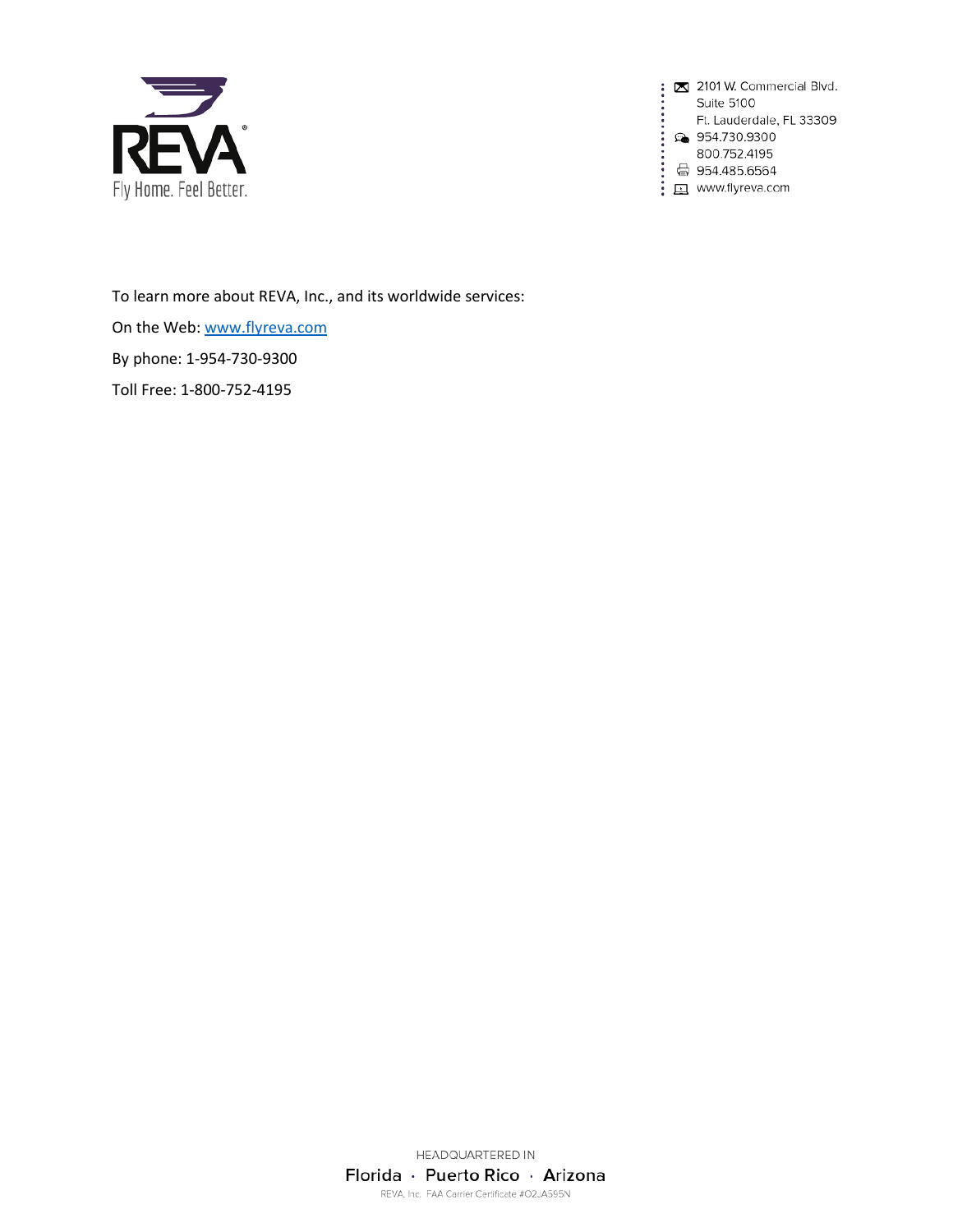REVA®

Fly Home. Feel Better.

2101 W. Commercial Blvd.
Suite 5100
Ft. Lauderdale, FL 33309
954.730.9300
800.752.4195
954.485.6564
www.flyreva.com

To learn more about REVA, Inc., and its worldwide services:

On the Web: www.flyreva.com

By phone: 1-954-730-9300

Toll Free: 1-800-752-4195

HEADQUARTERED IN

Florida · Puerto Rico · Arizona

REVA, Inc. FAA Carrier Certificate #O2JA595N